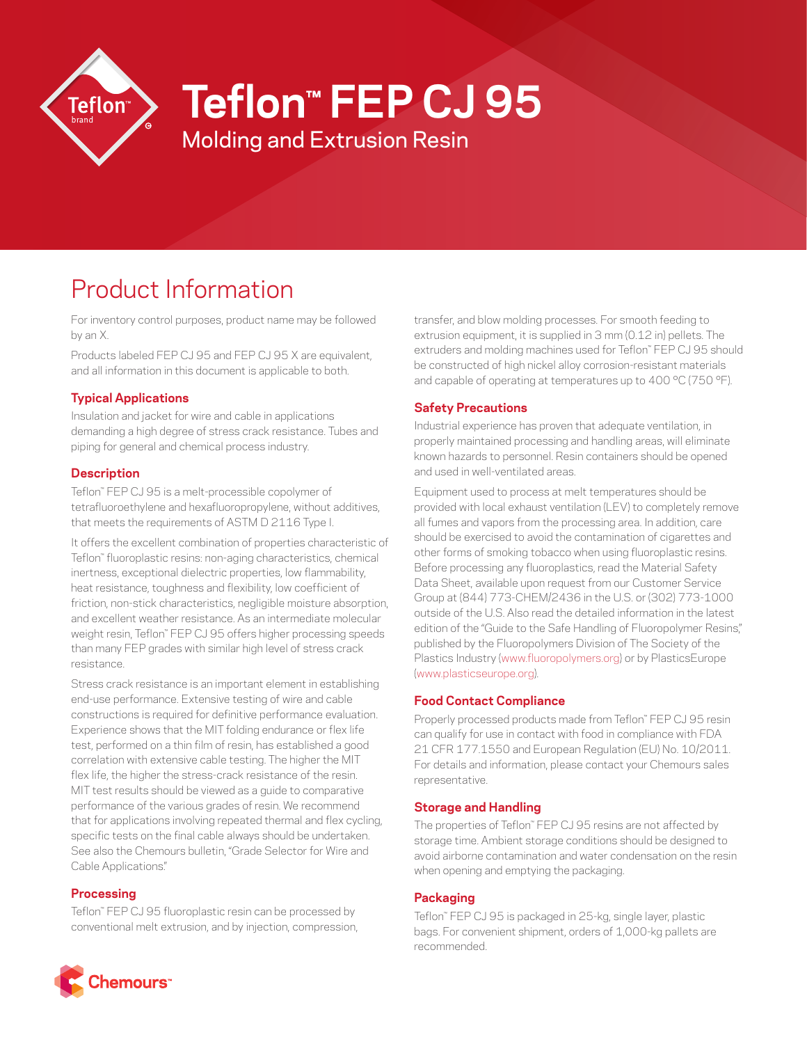# Teflon™ FEP CJ 95

## Molding and Extrusion Resin

## Product Information

For inventory control purposes, product name may be followed by an X.

Products labeled FEP CJ 95 and FEP CJ 95 X are equivalent, and all information in this document is applicable to both.

### Typical Applications

Insulation and jacket for wire and cable in applications demanding a high degree of stress crack resistance. Tubes and piping for general and chemical process industry.

### Description

Teflon™ FEP CJ 95 is a melt-processible copolymer of tetrafluoroethylene and hexafluoropropylene, without additives, that meets the requirements of ASTM D 2116 Type I.

It offers the excellent combination of properties characteristic of Teflon™ fluoroplastic resins: non-aging characteristics, chemical inertness, exceptional dielectric properties, low flammability, heat resistance, toughness and flexibility, low coefficient of friction, non-stick characteristics, negligible moisture absorption, and excellent weather resistance. As an intermediate molecular weight resin, Teflon™ FEP CJ 95 offers higher processing speeds than many FEP grades with similar high level of stress crack resistance.

Stress crack resistance is an important element in establishing end-use performance. Extensive testing of wire and cable constructions is required for definitive performance evaluation. Experience shows that the MIT folding endurance or flex life test, performed on a thin film of resin, has established a good correlation with extensive cable testing. The higher the MIT flex life, the higher the stress-crack resistance of the resin. MIT test results should be viewed as a guide to comparative performance of the various grades of resin. We recommend that for applications involving repeated thermal and flex cycling, specific tests on the final cable always should be undertaken. See also the Chemours bulletin, "Grade Selector for Wire and Cable Applications."

### Processing

Teflon™ FEP CJ 95 fluoroplastic resin can be processed by conventional melt extrusion, and by injection, compression, transfer, and blow molding processes. For smooth feeding to extrusion equipment, it is supplied in 3 mm (0.12 in) pellets. The extruders and molding machines used for Teflon™ FEP CJ 95 should be constructed of high nickel alloy corrosion-resistant materials and capable of operating at temperatures up to 400 °C (750 °F).

### Safety Precautions

Industrial experience has proven that adequate ventilation, in properly maintained processing and handling areas, will eliminate known hazards to personnel. Resin containers should be opened and used in well-ventilated areas.

Equipment used to process at melt temperatures should be provided with local exhaust ventilation (LEV) to completely remove all fumes and vapors from the processing area. In addition, care should be exercised to avoid the contamination of cigarettes and other forms of smoking tobacco when using fluoroplastic resins. Before processing any fluoroplastics, read the Material Safety Data Sheet, available upon request from our Customer Service Group at (844) 773-CHEM/2436 in the U.S. or (302) 773-1000 outside of the U.S. Also read the detailed information in the latest edition of the "Guide to the Safe Handling of Fluoropolymer Resins," published by the Fluoropolymers Division of The Society of the Plastics Industry (www.fluoropolymers.org) or by PlasticsEurope (www.plasticseurope.org).

### Food Contact Compliance

Properly processed products made from Teflon™ FEP CJ 95 resin can qualify for use in contact with food in compliance with FDA 21 CFR 177.1550 and European Regulation (EU) No. 10/2011. For details and information, please contact your Chemours sales representative.

### Storage and Handling

The properties of Teflon™ FEP CJ 95 resins are not affected by storage time. Ambient storage conditions should be designed to avoid airborne contamination and water condensation on the resin when opening and emptying the packaging.

### Packaging

Teflon™ FEP CJ 95 is packaged in 25-kg, single layer, plastic bags. For convenient shipment, orders of 1,000-kg pallets are recommended.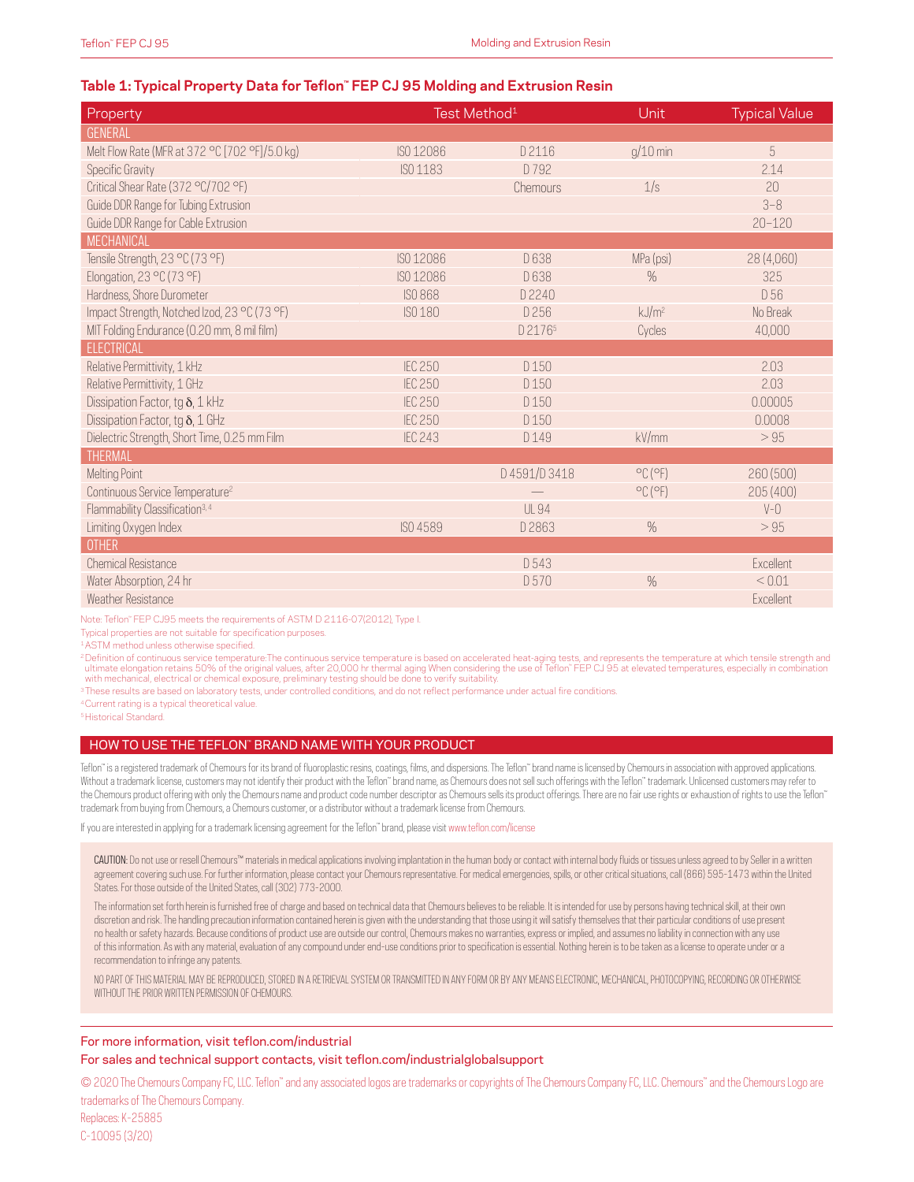### Table 1: Typical Property Data for Teflon™ FEP CJ 95 Molding and Extrusion Resin

| Property | Test Method[1] | | Unit | Typical Value |
|---|---|---|---|---|
| **GENERAL** | | | | |
| Melt Flow Rate (MFR at 372 °C [702 °F]/5.0 kg) | ISO 12086 | D 2116 | g/10 min | 5 |
| Specific Gravity | ISO 1183 | D 792 | | 2.14 |
| Critical Shear Rate (372 °C/702 °F) | | Chemours | 1/s | 20 |
| Guide DDR Range for Tubing Extrusion | | | | 3–8 |
| Guide DDR Range for Cable Extrusion | | | | 20–120 |
| **MECHANICAL** | | | | |
| Tensile Strength, 23 °C (73 °F) | ISO 12086 | D 638 | MPa (psi) | 28 (4,060) |
| Elongation, 23 °C (73 °F) | ISO 12086 | D 638 | % | 325 |
| Hardness, Shore Durometer | ISO 868 | D 2240 | | D 56 |
| Impact Strength, Notched Izod, 23 °C (73 °F) | ISO 180 | D 256 | $kJ/m^2$ | No Break |
| MIT Folding Endurance (0.20 mm, 8 mil film) | | D 2176[5] | Cycles | 40,000 |
| **ELECTRICAL** | | | | |
| Relative Permittivity, 1 kHz | IEC 250 | D 150 | | 2.03 |
| Relative Permittivity, 1 GHz | IEC 250 | D 150 | | 2.03 |
| Dissipation Factor, tg $\delta$, 1 kHz | IEC 250 | D 150 | | 0.00005 |
| Dissipation Factor, tg $\delta$, 1 GHz | IEC 250 | D 150 | | 0.0008 |
| Dielectric Strength, Short Time, 0.25 mm Film | IEC 243 | D 149 | kV/mm | > 95 |
| **THERMAL** | | | | |
| Melting Point | | D 4591/D 3418 | °C (°F) | 260 (500) |
| Continuous Service Temperature[2] | | — | °C (°F) | 205 (400) |
| Flammability Classification[3,4] | | UL 94 | | V-0 |
| Limiting Oxygen Index | ISO 4589 | D 2863 | % | > 95 |
| **OTHER** | | | | |
| Chemical Resistance | | D 543 | | Excellent |
| Water Absorption, 24 hr | | D 570 | % | < 0.01 |
| Weather Resistance | | | | Excellent |

Note: Teflon™ FEP CJ95 meets the requirements of ASTM D 2116-07(2012), Type I.

Typical properties are not suitable for specification purposes.

[1] ASTM method unless otherwise specified.

[2] Definition of continuous service temperature: The continuous service temperature is based on accelerated heat-aging tests, and represents the temperature at which tensile strength and ultimate elongation retains 50% of the original values, after 20,000 hr thermal aging When considering the use of Teflon™ FEP CJ 95 at elevated temperatures, especially in combination with mechanical, electrical or chemical exposure, preliminary testing should be done to verify suitability.

[3] These results are based on laboratory tests, under controlled conditions, and do not reflect performance under actual fire conditions.

[4] Current rating is a typical theoretical value.

[5] Historical Standard.

## HOW TO USE THE TEFLON™ BRAND NAME WITH YOUR PRODUCT

Teflon™ is a registered trademark of Chemours for its brand of fluoroplastic resins, coatings, films, and dispersions. The Teflon™ brand name is licensed by Chemours in association with approved applications. Without a trademark license, customers may not identify their product with the Teflon™ brand name, as Chemours does not sell such offerings with the Teflon™ trademark. Unlicensed customers may refer to the Chemours product offering with only the Chemours name and product code number descriptor as Chemours sells its product offerings. There are no fair use rights or exhaustion of rights to use the Teflon™ trademark from buying from Chemours, a Chemours customer, or a distributor without a trademark license from Chemours.

If you are interested in applying for a trademark licensing agreement for the Teflon™ brand, please visit www.teflon.com/license

CAUTION: Do not use or resell Chemours™ materials in medical applications involving implantation in the human body or contact with internal body fluids or tissues unless agreed to by Seller in a written agreement covering such use. For further information, please contact your Chemours representative. For medical emergencies, spills, or other critical situations, call (866) 595-1473 within the United States. For those outside of the United States, call (302) 773-2000.

The information set forth herein is furnished free of charge and based on technical data that Chemours believes to be reliable. It is intended for use by persons having technical skill, at their own discretion and risk. The handling precaution information contained herein is given with the understanding that those using it will satisfy themselves that their particular conditions of use present no health or safety hazards. Because conditions of product use are outside our control, Chemours makes no warranties, express or implied, and assumes no liability in connection with any use of this information. As with any material, evaluation of any compound under end-use conditions prior to specification is essential. Nothing herein is to be taken as a license to operate under or a recommendation to infringe any patents.

NO PART OF THIS MATERIAL MAY BE REPRODUCED, STORED IN A RETRIEVAL SYSTEM OR TRANSMITTED IN ANY FORM OR BY ANY MEANS ELECTRONIC, MECHANICAL, PHOTOCOPYING, RECORDING OR OTHERWISE WITHOUT THE PRIOR WRITTEN PERMISSION OF CHEMOURS.

For more information, visit teflon.com/industrial

For sales and technical support contacts, visit teflon.com/industrialglobalsupport

© 2020 The Chemours Company FC, LLC. Teflon™ and any associated logos are trademarks or copyrights of The Chemours Company FC, LLC. Chemours™ and the Chemours Logo are trademarks of The Chemours Company.

Replaces: K-25885

C-10095 (3/20)